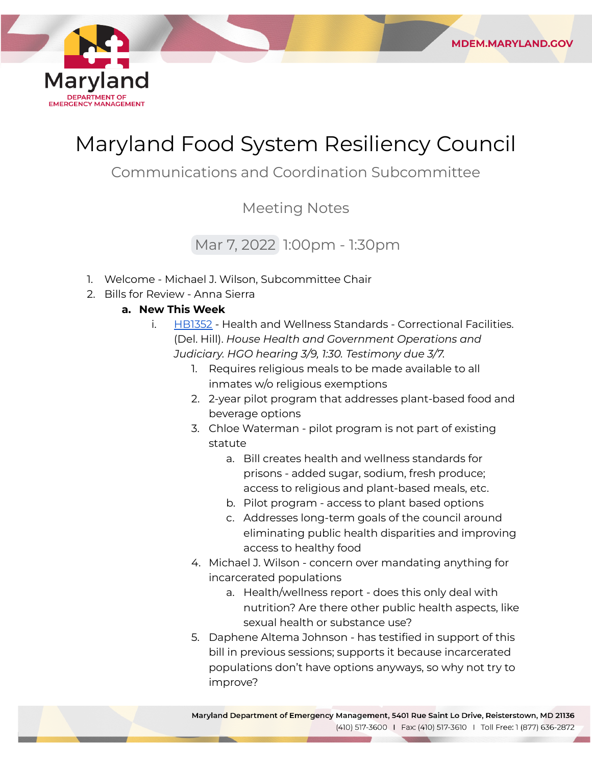# Maryland Food System Resiliency Council

## Communications and Coordination Subcommittee

### Meeting Notes

Mar 7, 2022 1:00pm - 1:30pm

1. Welcome - Michael J. Wilson, Subcommittee Chair
2. Bills for Review - Anna Sierra
   a. **New This Week**
      i. HB1352 - Health and Wellness Standards - Correctional Facilities. (Del. Hill). *House Health and Government Operations and Judiciary. HGO hearing 3/9, 1:30. Testimony due 3/7.*
         1. Requires religious meals to be made available to all inmates w/o religious exemptions
         2. 2-year pilot program that addresses plant-based food and beverage options
         3. Chloe Waterman - pilot program is not part of existing statute
            a. Bill creates health and wellness standards for prisons - added sugar, sodium, fresh produce; access to religious and plant-based meals, etc.
            b. Pilot program - access to plant based options
            c. Addresses long-term goals of the council around eliminating public health disparities and improving access to healthy food
         4. Michael J. Wilson - concern over mandating anything for incarcerated populations
            a. Health/wellness report - does this only deal with nutrition? Are there other public health aspects, like sexual health or substance use?
         5. Daphene Altema Johnson - has testified in support of this bill in previous sessions; supports it because incarcerated populations don't have options anyways, so why not try to improve?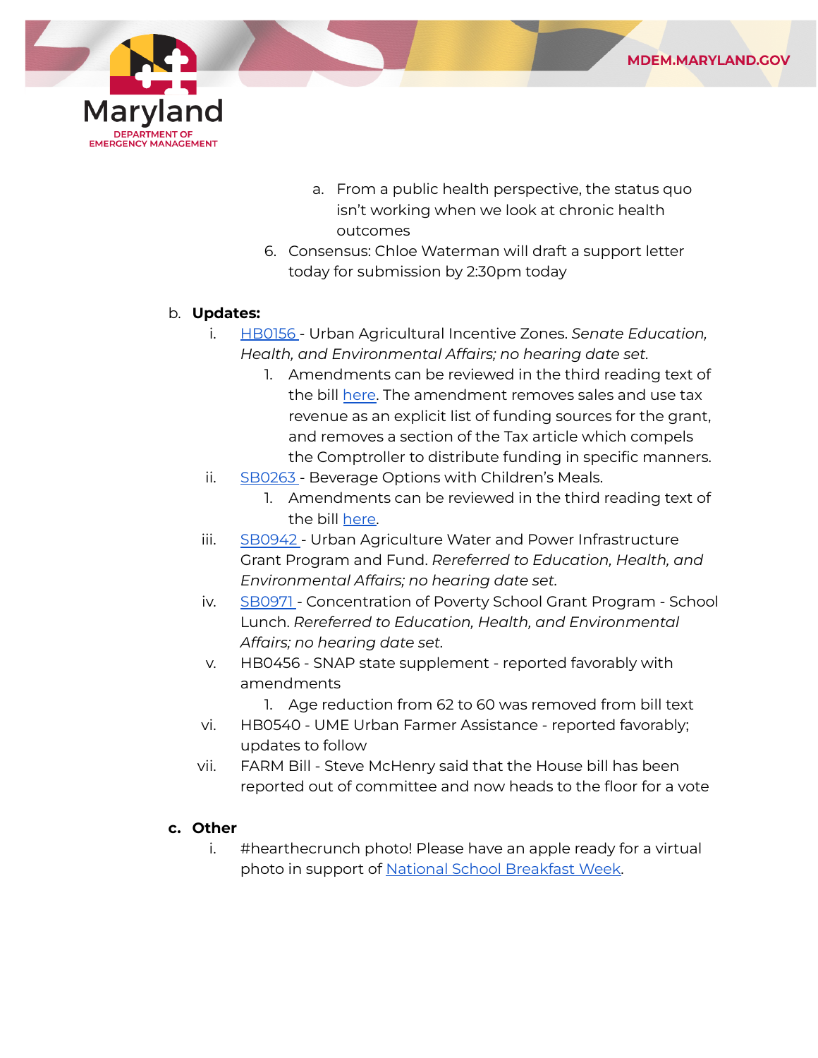a. From a public health perspective, the status quo isn't working when we look at chronic health outcomes

6. Consensus: Chloe Waterman will draft a support letter today for submission by 2:30pm today

b. **Updates:**

   i. HB0156 - Urban Agricultural Incentive Zones. *Senate Education, Health, and Environmental Affairs; no hearing date set.*

      1. Amendments can be reviewed in the third reading text of the bill here. The amendment removes sales and use tax revenue as an explicit list of funding sources for the grant, and removes a section of the Tax article which compels the Comptroller to distribute funding in specific manners.

   ii. SB0263 - Beverage Options with Children's Meals.

      1. Amendments can be reviewed in the third reading text of the bill here.

   iii. SB0942 - Urban Agriculture Water and Power Infrastructure Grant Program and Fund. *Rereferred to Education, Health, and Environmental Affairs; no hearing date set.*

   iv. SB0971 - Concentration of Poverty School Grant Program - School Lunch. *Rereferred to Education, Health, and Environmental Affairs; no hearing date set.*

   v. HB0456 - SNAP state supplement - reported favorably with amendments

      1. Age reduction from 62 to 60 was removed from bill text

   vi. HB0540 - UME Urban Farmer Assistance - reported favorably; updates to follow

   vii. FARM Bill - Steve McHenry said that the House bill has been reported out of committee and now heads to the floor for a vote

c. **Other**

   i. #hearthecrunch photo! Please have an apple ready for a virtual photo in support of National School Breakfast Week.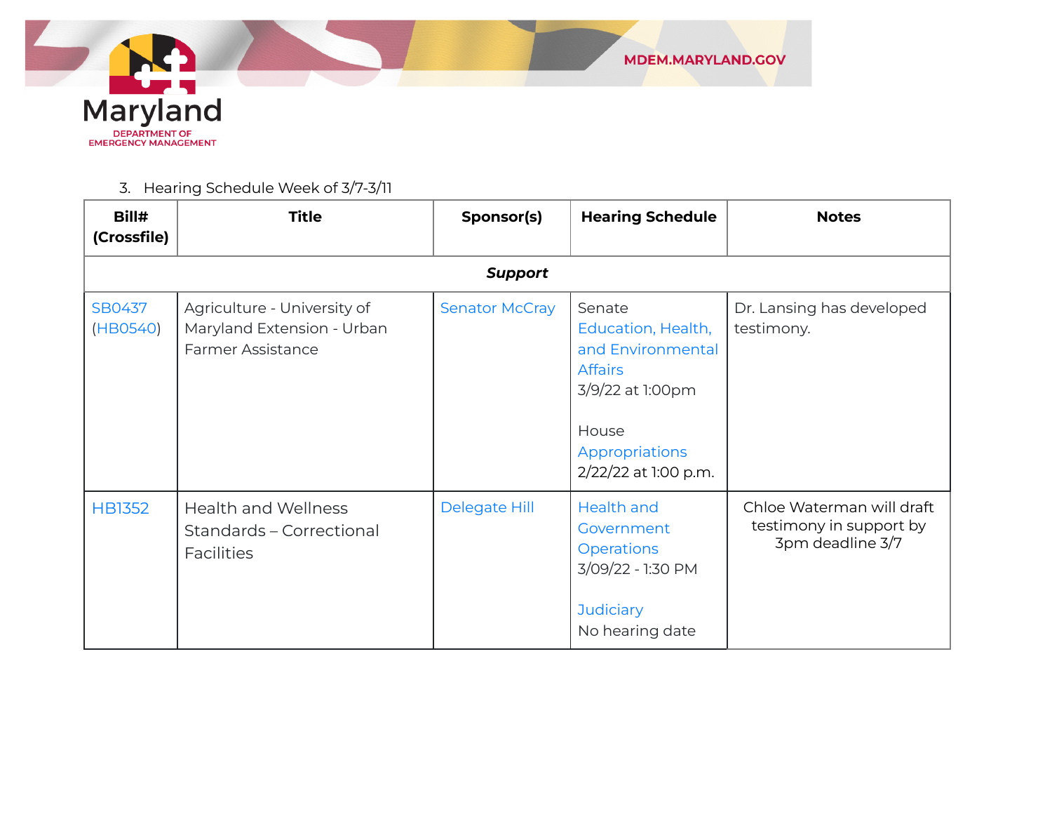3. Hearing Schedule Week of 3/7-3/11

| Bill# (Crossfile) | Title | Sponsor(s) | Hearing Schedule | Notes |
|---|---|---|---|---|
| ***Support*** | | | | |
| SB0437 (HB0540) | Agriculture - University of Maryland Extension - Urban Farmer Assistance | Senator McCray | Senate Education, Health, and Environmental Affairs 3/9/22 at 1:00pm<br><br>House Appropriations 2/22/22 at 1:00 p.m. | Dr. Lansing has developed testimony. |
| HB1352 | Health and Wellness Standards – Correctional Facilities | Delegate Hill | Health and Government Operations 3/09/22 - 1:30 PM<br><br>Judiciary No hearing date | Chloe Waterman will draft testimony in support by 3pm deadline 3/7 |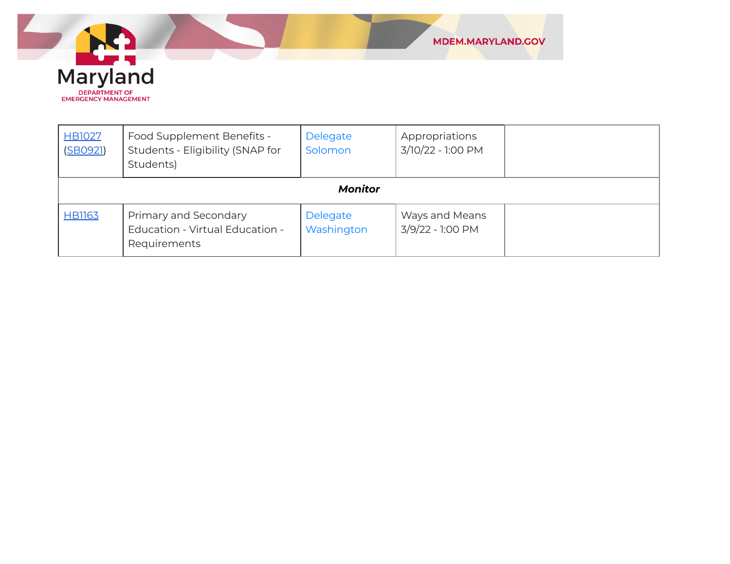| | | | | |
|---|---|---|---|---|
| HB1027 (SB0921) | Food Supplement Benefits - Students - Eligibility (SNAP for Students) | Delegate Solomon | Appropriations 3/10/22 - 1:00 PM | |
| ***Monitor*** | | | | |
| HB1163 | Primary and Secondary Education - Virtual Education - Requirements | Delegate Washington | Ways and Means 3/9/22 - 1:00 PM | |